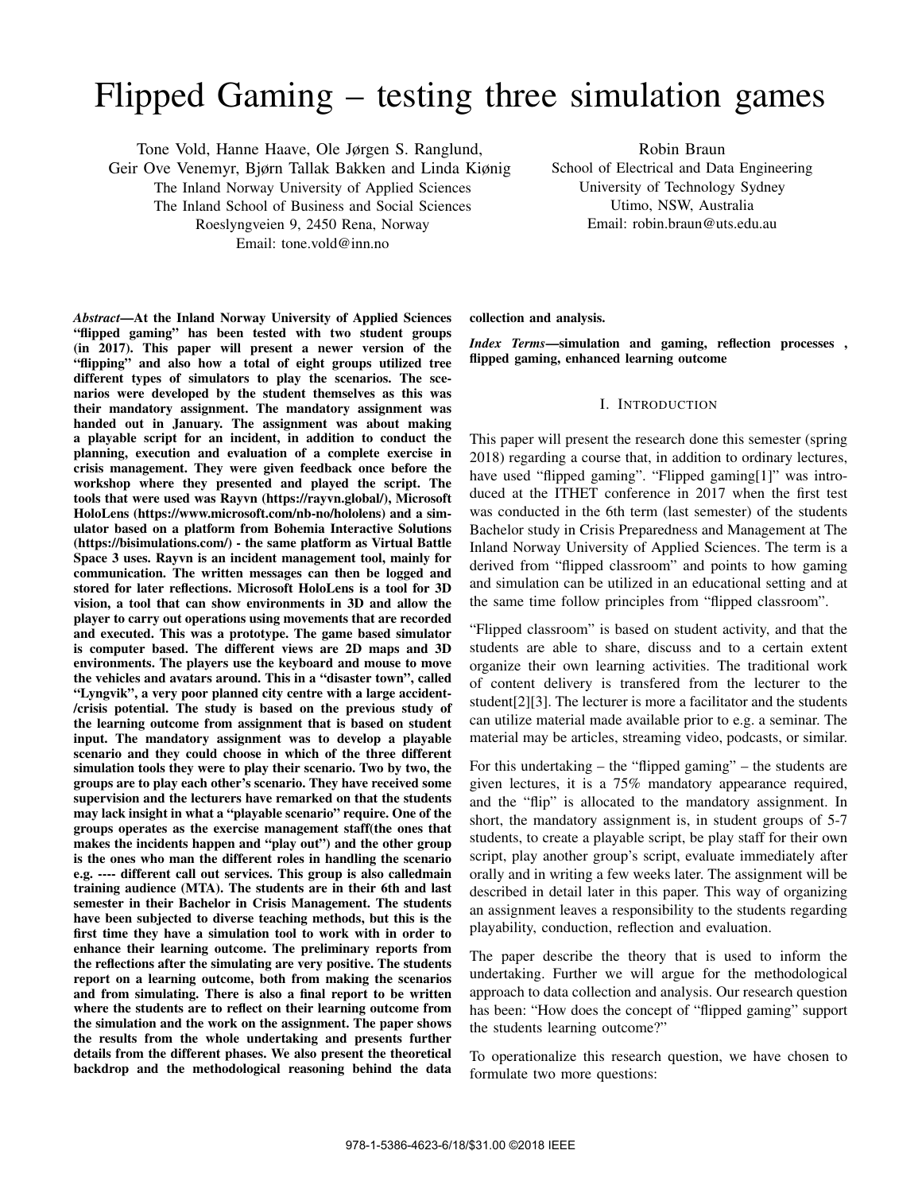# Flipped Gaming – testing three simulation games

Tone Vold, Hanne Haave, Ole Jørgen S. Ranglund,
Geir Ove Venemyr, Bjørn Tallak Bakken and Linda Kiønig
The Inland Norway University of Applied Sciences
The Inland School of Business and Social Sciences
Roeslyngveien 9, 2450 Rena, Norway
Email: tone.vold@inn.no

Robin Braun
School of Electrical and Data Engineering
University of Technology Sydney
Utimo, NSW, Australia
Email: robin.braun@uts.edu.au

***Abstract*—At the Inland Norway University of Applied Sciences "flipped gaming" has been tested with two student groups (in 2017). This paper will present a newer version of the "flipping" and also how a total of eight groups utilized tree different types of simulators to play the scenarios. The scenarios were developed by the student themselves as this was their mandatory assignment. The mandatory assignment was handed out in January. The assignment was about making a playable script for an incident, in addition to conduct the planning, execution and evaluation of a complete exercise in crisis management. They were given feedback once before the workshop where they presented and played the script. The tools that were used was Rayvn (https://rayvn.global/), Microsoft HoloLens (https://www.microsoft.com/nb-no/hololens) and a simulator based on a platform from Bohemia Interactive Solutions (https://bisimulations.com/) - the same platform as Virtual Battle Space 3 uses. Rayvn is an incident management tool, mainly for communication. The written messages can then be logged and stored for later reflections. Microsoft HoloLens is a tool for 3D vision, a tool that can show environments in 3D and allow the player to carry out operations using movements that are recorded and executed. This was a prototype. The game based simulator is computer based. The different views are 2D maps and 3D environments. The players use the keyboard and mouse to move the vehicles and avatars around. This in a "disaster town", called "Lyngvik", a very poor planned city centre with a large accident-/crisis potential. The study is based on the previous study of the learning outcome from assignment that is based on student input. The mandatory assignment was to develop a playable scenario and they could choose in which of the three different simulation tools they were to play their scenario. Two by two, the groups are to play each other's scenario. They have received some supervision and the lecturers have remarked on that the students may lack insight in what a "playable scenario" require. One of the groups operates as the exercise management staff(the ones that makes the incidents happen and "play out") and the other group is the ones who man the different roles in handling the scenario e.g. ---- different call out services. This group is also calledmain training audience (MTA). The students are in their 6th and last semester in their Bachelor in Crisis Management. The students have been subjected to diverse teaching methods, but this is the first time they have a simulation tool to work with in order to enhance their learning outcome. The preliminary reports from the reflections after the simulating are very positive. The students report on a learning outcome, both from making the scenarios and from simulating. There is also a final report to be written where the students are to reflect on their learning outcome from the simulation and the work on the assignment. The paper shows the results from the whole undertaking and presents further details from the different phases. We also present the theoretical backdrop and the methodological reasoning behind the data collection and analysis.**

***Index Terms*—simulation and gaming, reflection processes , flipped gaming, enhanced learning outcome**

## I. Introduction

This paper will present the research done this semester (spring 2018) regarding a course that, in addition to ordinary lectures, have used "flipped gaming". "Flipped gaming[1]" was introduced at the ITHET conference in 2017 when the first test was conducted in the 6th term (last semester) of the students Bachelor study in Crisis Preparedness and Management at The Inland Norway University of Applied Sciences. The term is a derived from "flipped classroom" and points to how gaming and simulation can be utilized in an educational setting and at the same time follow principles from "flipped classroom".

"Flipped classroom" is based on student activity, and that the students are able to share, discuss and to a certain extent organize their own learning activities. The traditional work of content delivery is transfered from the lecturer to the student[2][3]. The lecturer is more a facilitator and the students can utilize material made available prior to e.g. a seminar. The material may be articles, streaming video, podcasts, or similar.

For this undertaking – the "flipped gaming" – the students are given lectures, it is a 75% mandatory appearance required, and the "flip" is allocated to the mandatory assignment. In short, the mandatory assignment is, in student groups of 5-7 students, to create a playable script, be play staff for their own script, play another group's script, evaluate immediately after orally and in writing a few weeks later. The assignment will be described in detail later in this paper. This way of organizing an assignment leaves a responsibility to the students regarding playability, conduction, reflection and evaluation.

The paper describe the theory that is used to inform the undertaking. Further we will argue for the methodological approach to data collection and analysis. Our research question has been: "How does the concept of "flipped gaming" support the students learning outcome?"

To operationalize this research question, we have chosen to formulate two more questions: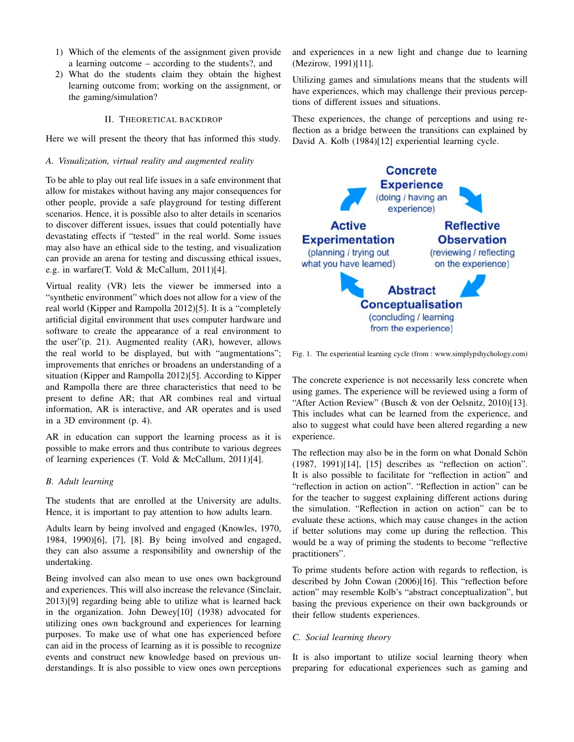1) Which of the elements of the assignment given provide a learning outcome – according to the students?, and
2) What do the students claim they obtain the highest learning outcome from; working on the assignment, or the gaming/simulation?

## II. Theoretical Backdrop

Here we will present the theory that has informed this study.

### *A. Visualization, virtual reality and augmented reality*

To be able to play out real life issues in a safe environment that allow for mistakes without having any major consequences for other people, provide a safe playground for testing different scenarios. Hence, it is possible also to alter details in scenarios to discover different issues, issues that could potentially have devastating effects if "tested" in the real world. Some issues may also have an ethical side to the testing, and visualization can provide an arena for testing and discussing ethical issues, e.g. in warfare(T. Vold & McCallum, 2011)[4].

Virtual reality (VR) lets the viewer be immersed into a "synthetic environment" which does not allow for a view of the real world (Kipper and Rampolla 2012)[5]. It is a "completely artificial digital environment that uses computer hardware and software to create the appearance of a real environment to the user"(p. 21). Augmented reality (AR), however, allows the real world to be displayed, but with "augmentations"; improvements that enriches or broadens an understanding of a situation (Kipper and Rampolla 2012)[5]. According to Kipper and Rampolla there are three characteristics that need to be present to define AR; that AR combines real and virtual information, AR is interactive, and AR operates and is used in a 3D environment (p. 4).

AR in education can support the learning process as it is possible to make errors and thus contribute to various degrees of learning experiences (T. Vold & McCallum, 2011)[4].

### *B. Adult learning*

The students that are enrolled at the University are adults. Hence, it is important to pay attention to how adults learn.

Adults learn by being involved and engaged (Knowles, 1970, 1984, 1990)[6], [7], [8]. By being involved and engaged, they can also assume a responsibility and ownership of the undertaking.

Being involved can also mean to use ones own background and experiences. This will also increase the relevance (Sinclair, 2013)[9] regarding being able to utilize what is learned back in the organization. John Dewey[10] (1938) advocated for utilizing ones own background and experiences for learning purposes. To make use of what one has experienced before can aid in the process of learning as it is possible to recognize events and construct new knowledge based on previous understandings. It is also possible to view ones own perceptions and experiences in a new light and change due to learning (Mezirow, 1991)[11].

Utilizing games and simulations means that the students will have experiences, which may challenge their previous perceptions of different issues and situations.

These experiences, the change of perceptions and using reflection as a bridge between the transitions can explained by David A. Kolb (1984)[12] experiential learning cycle.

**Concrete Experience** (doing / having an experience)

**Reflective Observation** (reviewing / reflecting on the experience)

**Abstract Conceptualisation** (concluding / learning from the experience)

**Active Experimentation** (planning / trying out what you have learned)

Fig. 1. The experiential learning cycle (from : www.simplypshychology.com)

The concrete experience is not necessarily less concrete when using games. The experience will be reviewed using a form of "After Action Review" (Busch & von der Oelsnitz, 2010)[13]. This includes what can be learned from the experience, and also to suggest what could have been altered regarding a new experience.

The reflection may also be in the form on what Donald Schön (1987, 1991)[14], [15] describes as "reflection on action". It is also possible to facilitate for "reflection in action" and "reflection in action on action". "Reflection in action" can be for the teacher to suggest explaining different actions during the simulation. "Reflection in action on action" can be to evaluate these actions, which may cause changes in the action if better solutions may come up during the reflection. This would be a way of priming the students to become "reflective practitioners".

To prime students before action with regards to reflection, is described by John Cowan (2006)[16]. This "reflection before action" may resemble Kolb's "abstract conceptualization", but basing the previous experience on their own backgrounds or their fellow students experiences.

### *C. Social learning theory*

It is also important to utilize social learning theory when preparing for educational experiences such as gaming and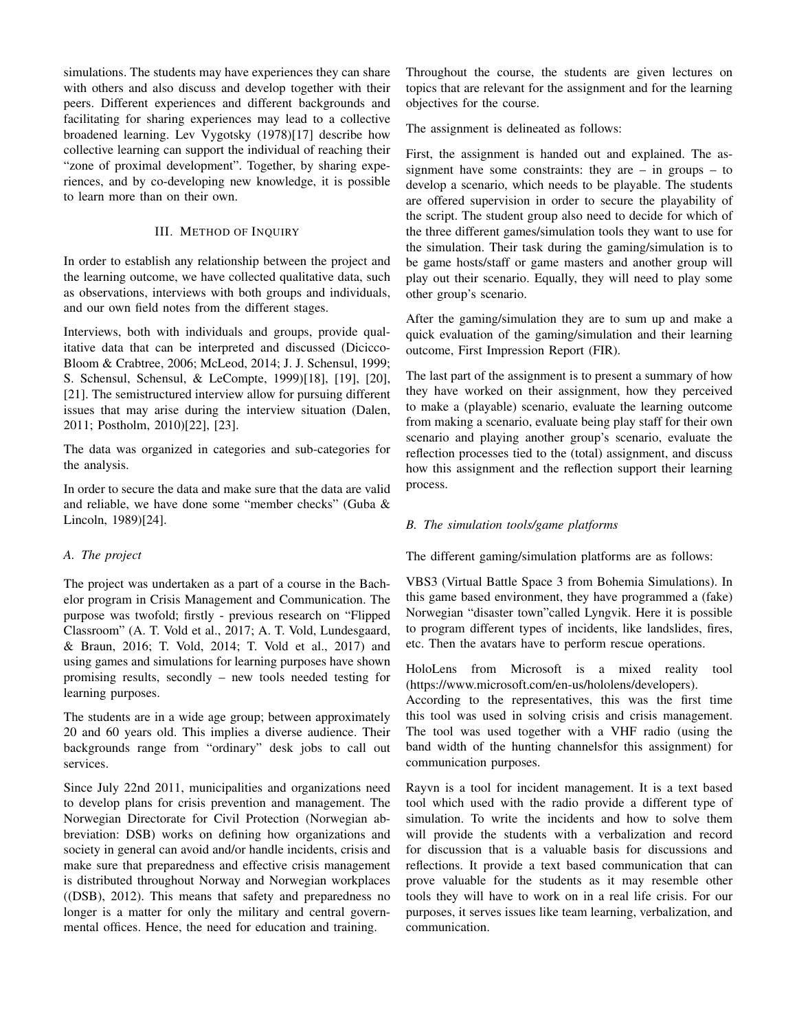simulations. The students may have experiences they can share with others and also discuss and develop together with their peers. Different experiences and different backgrounds and facilitating for sharing experiences may lead to a collective broadened learning. Lev Vygotsky (1978)[17] describe how collective learning can support the individual of reaching their "zone of proximal development". Together, by sharing experiences, and by co-developing new knowledge, it is possible to learn more than on their own.

## III. Method of Inquiry

In order to establish any relationship between the project and the learning outcome, we have collected qualitative data, such as observations, interviews with both groups and individuals, and our own field notes from the different stages.

Interviews, both with individuals and groups, provide qualitative data that can be interpreted and discussed (Dicicco-Bloom & Crabtree, 2006; McLeod, 2014; J. J. Schensul, 1999; S. Schensul, Schensul, & LeCompte, 1999)[18], [19], [20], [21]. The semistructured interview allow for pursuing different issues that may arise during the interview situation (Dalen, 2011; Postholm, 2010)[22], [23].

The data was organized in categories and sub-categories for the analysis.

In order to secure the data and make sure that the data are valid and reliable, we have done some "member checks" (Guba & Lincoln, 1989)[24].

### A. The project

The project was undertaken as a part of a course in the Bachelor program in Crisis Management and Communication. The purpose was twofold; firstly - previous research on "Flipped Classroom" (A. T. Vold et al., 2017; A. T. Vold, Lundesgaard, & Braun, 2016; T. Vold, 2014; T. Vold et al., 2017) and using games and simulations for learning purposes have shown promising results, secondly – new tools needed testing for learning purposes.

The students are in a wide age group; between approximately 20 and 60 years old. This implies a diverse audience. Their backgrounds range from "ordinary" desk jobs to call out services.

Since July 22nd 2011, municipalities and organizations need to develop plans for crisis prevention and management. The Norwegian Directorate for Civil Protection (Norwegian abbreviation: DSB) works on defining how organizations and society in general can avoid and/or handle incidents, crisis and make sure that preparedness and effective crisis management is distributed throughout Norway and Norwegian workplaces ((DSB), 2012). This means that safety and preparedness no longer is a matter for only the military and central governmental offices. Hence, the need for education and training.

Throughout the course, the students are given lectures on topics that are relevant for the assignment and for the learning objectives for the course.

The assignment is delineated as follows:

First, the assignment is handed out and explained. The assignment have some constraints: they are – in groups – to develop a scenario, which needs to be playable. The students are offered supervision in order to secure the playability of the script. The student group also need to decide for which of the three different games/simulation tools they want to use for the simulation. Their task during the gaming/simulation is to be game hosts/staff or game masters and another group will play out their scenario. Equally, they will need to play some other group's scenario.

After the gaming/simulation they are to sum up and make a quick evaluation of the gaming/simulation and their learning outcome, First Impression Report (FIR).

The last part of the assignment is to present a summary of how they have worked on their assignment, how they perceived to make a (playable) scenario, evaluate the learning outcome from making a scenario, evaluate being play staff for their own scenario and playing another group's scenario, evaluate the reflection processes tied to the (total) assignment, and discuss how this assignment and the reflection support their learning process.

### B. The simulation tools/game platforms

The different gaming/simulation platforms are as follows:

VBS3 (Virtual Battle Space 3 from Bohemia Simulations). In this game based environment, they have programmed a (fake) Norwegian "disaster town"called Lyngvik. Here it is possible to program different types of incidents, like landslides, fires, etc. Then the avatars have to perform rescue operations.

HoloLens from Microsoft is a mixed reality tool (https://www.microsoft.com/en-us/hololens/developers). According to the representatives, this was the first time this tool was used in solving crisis and crisis management. The tool was used together with a VHF radio (using the band width of the hunting channelsfor this assignment) for communication purposes.

Rayvn is a tool for incident management. It is a text based tool which used with the radio provide a different type of simulation. To write the incidents and how to solve them will provide the students with a verbalization and record for discussion that is a valuable basis for discussions and reflections. It provide a text based communication that can prove valuable for the students as it may resemble other tools they will have to work on in a real life crisis. For our purposes, it serves issues like team learning, verbalization, and communication.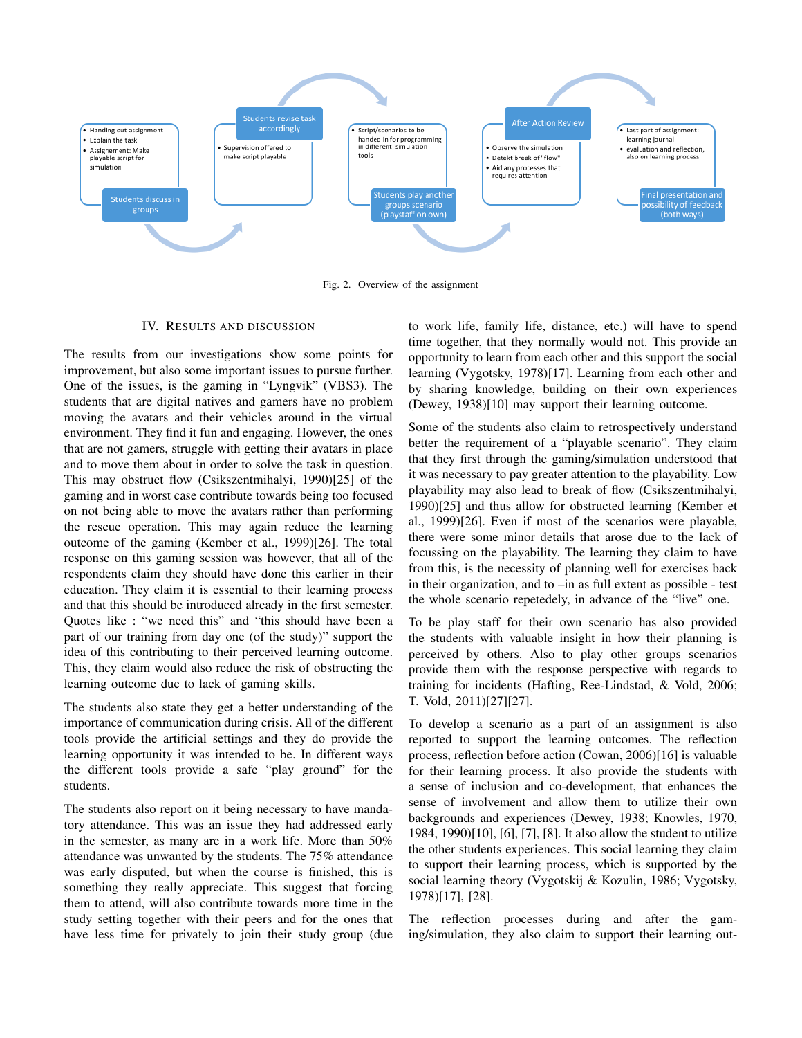- Handing out assignment
- Explain the task
- Assignement: Make playable script for simulation

Students discuss in groups

Students revise task accordingly

- Supervision offered to make script playable

- Script/scenarios to be handed in for programming in different simulation tools

Students play another groups scenario (playstaff on own)

After Action Review

- Observe the simulation
- Detekt break of "flow"
- Aid any processes that requires attention

- Last part of assignment: learning journal
- evaluation and reflection, also on learning process

Final presentation and possibility of feedback (both ways)

Fig. 2. Overview of the assignment

## IV. Results and Discussion

The results from our investigations show some points for improvement, but also some important issues to pursue further. One of the issues, is the gaming in "Lyngvik" (VBS3). The students that are digital natives and gamers have no problem moving the avatars and their vehicles around in the virtual environment. They find it fun and engaging. However, the ones that are not gamers, struggle with getting their avatars in place and to move them about in order to solve the task in question. This may obstruct flow (Csikszentmihalyi, 1990)[25] of the gaming and in worst case contribute towards being too focused on not being able to move the avatars rather than performing the rescue operation. This may again reduce the learning outcome of the gaming (Kember et al., 1999)[26]. The total response on this gaming session was however, that all of the respondents claim they should have done this earlier in their education. They claim it is essential to their learning process and that this should be introduced already in the first semester. Quotes like : "we need this" and "this should have been a part of our training from day one (of the study)" support the idea of this contributing to their perceived learning outcome. This, they claim would also reduce the risk of obstructing the learning outcome due to lack of gaming skills.

The students also state they get a better understanding of the importance of communication during crisis. All of the different tools provide the artificial settings and they do provide the learning opportunity it was intended to be. In different ways the different tools provide a safe "play ground" for the students.

The students also report on it being necessary to have mandatory attendance. This was an issue they had addressed early in the semester, as many are in a work life. More than 50% attendance was unwanted by the students. The 75% attendance was early disputed, but when the course is finished, this is something they really appreciate. This suggest that forcing them to attend, will also contribute towards more time in the study setting together with their peers and for the ones that have less time for privately to join their study group (due to work life, family life, distance, etc.) will have to spend time together, that they normally would not. This provide an opportunity to learn from each other and this support the social learning (Vygotsky, 1978)[17]. Learning from each other and by sharing knowledge, building on their own experiences (Dewey, 1938)[10] may support their learning outcome.

Some of the students also claim to retrospectively understand better the requirement of a "playable scenario". They claim that they first through the gaming/simulation understood that it was necessary to pay greater attention to the playability. Low playability may also lead to break of flow (Csikszentmihalyi, 1990)[25] and thus allow for obstructed learning (Kember et al., 1999)[26]. Even if most of the scenarios were playable, there were some minor details that arose due to the lack of focussing on the playability. The learning they claim to have from this, is the necessity of planning well for exercises back in their organization, and to –in as full extent as possible - test the whole scenario repetedely, in advance of the "live" one.

To be play staff for their own scenario has also provided the students with valuable insight in how their planning is perceived by others. Also to play other groups scenarios provide them with the response perspective with regards to training for incidents (Hafting, Ree-Lindstad, & Vold, 2006; T. Vold, 2011)[27][27].

To develop a scenario as a part of an assignment is also reported to support the learning outcomes. The reflection process, reflection before action (Cowan, 2006)[16] is valuable for their learning process. It also provide the students with a sense of inclusion and co-development, that enhances the sense of involvement and allow them to utilize their own backgrounds and experiences (Dewey, 1938; Knowles, 1970, 1984, 1990)[10], [6], [7], [8]. It also allow the student to utilize the other students experiences. This social learning they claim to support their learning process, which is supported by the social learning theory (Vygotskij & Kozulin, 1986; Vygotsky, 1978)[17], [28].

The reflection processes during and after the gaming/simulation, they also claim to support their learning out-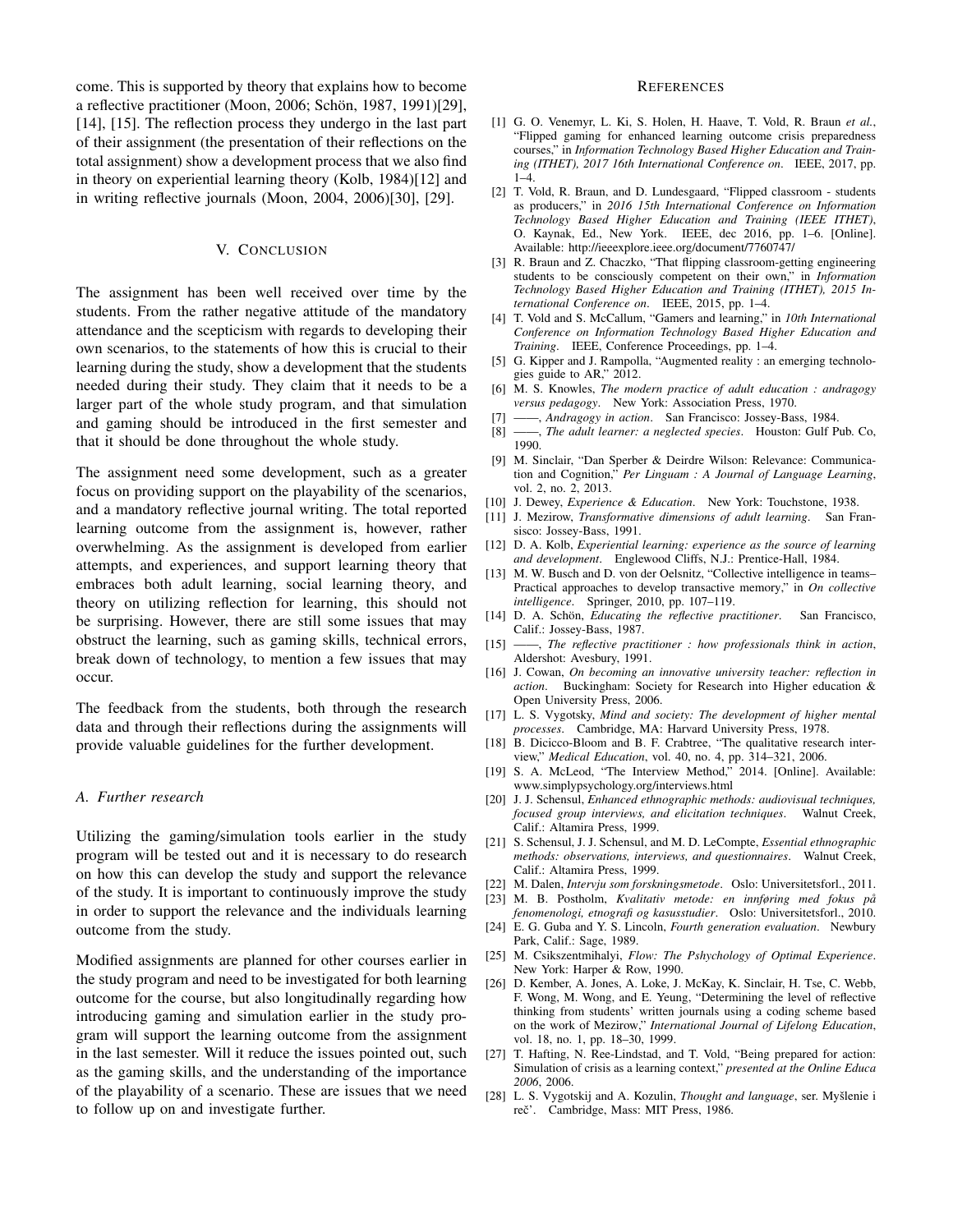come. This is supported by theory that explains how to become a reflective practitioner (Moon, 2006; Schön, 1987, 1991)[29], [14], [15]. The reflection process they undergo in the last part of their assignment (the presentation of their reflections on the total assignment) show a development process that we also find in theory on experiential learning theory (Kolb, 1984)[12] and in writing reflective journals (Moon, 2004, 2006)[30], [29].

## V. Conclusion

The assignment has been well received over time by the students. From the rather negative attitude of the mandatory attendance and the scepticism with regards to developing their own scenarios, to the statements of how this is crucial to their learning during the study, show a development that the students needed during their study. They claim that it needs to be a larger part of the whole study program, and that simulation and gaming should be introduced in the first semester and that it should be done throughout the whole study.

The assignment need some development, such as a greater focus on providing support on the playability of the scenarios, and a mandatory reflective journal writing. The total reported learning outcome from the assignment is, however, rather overwhelming. As the assignment is developed from earlier attempts, and experiences, and support learning theory that embraces both adult learning, social learning theory, and theory on utilizing reflection for learning, this should not be surprising. However, there are still some issues that may obstruct the learning, such as gaming skills, technical errors, break down of technology, to mention a few issues that may occur.

The feedback from the students, both through the research data and through their reflections during the assignments will provide valuable guidelines for the further development.

### A. Further research

Utilizing the gaming/simulation tools earlier in the study program will be tested out and it is necessary to do research on how this can develop the study and support the relevance of the study. It is important to continuously improve the study in order to support the relevance and the individuals learning outcome from the study.

Modified assignments are planned for other courses earlier in the study program and need to be investigated for both learning outcome for the course, but also longitudinally regarding how introducing gaming and simulation earlier in the study program will support the learning outcome from the assignment in the last semester. Will it reduce the issues pointed out, such as the gaming skills, and the understanding of the importance of the playability of a scenario. These are issues that we need to follow up on and investigate further.

## References

[1] G. O. Venemyr, L. Ki, S. Holen, H. Haave, T. Vold, R. Braun *et al.*, "Flipped gaming for enhanced learning outcome crisis preparedness courses," in *Information Technology Based Higher Education and Training (ITHET), 2017 16th International Conference on*. IEEE, 2017, pp. 1–4.

[2] T. Vold, R. Braun, and D. Lundesgaard, "Flipped classroom - students as producers," in *2016 15th International Conference on Information Technology Based Higher Education and Training (IEEE ITHET)*, O. Kaynak, Ed., New York. IEEE, dec 2016, pp. 1–6. [Online]. Available: http://ieeexplore.ieee.org/document/7760747/

[3] R. Braun and Z. Chaczko, "That flipping classroom-getting engineering students to be consciously competent on their own," in *Information Technology Based Higher Education and Training (ITHET), 2015 International Conference on*. IEEE, 2015, pp. 1–4.

[4] T. Vold and S. McCallum, "Gamers and learning," in *10th International Conference on Information Technology Based Higher Education and Training*. IEEE, Conference Proceedings, pp. 1–4.

[5] G. Kipper and J. Rampolla, "Augmented reality : an emerging technologies guide to AR," 2012.

[6] M. S. Knowles, *The modern practice of adult education : andragogy versus pedagogy*. New York: Association Press, 1970.

[7] ——, *Andragogy in action*. San Francisco: Jossey-Bass, 1984.

[8] ——, *The adult learner: a neglected species*. Houston: Gulf Pub. Co, 1990.

[9] M. Sinclair, "Dan Sperber & Deirdre Wilson: Relevance: Communication and Cognition," *Per Linguam : A Journal of Language Learning*, vol. 2, no. 2, 2013.

[10] J. Dewey, *Experience & Education*. New York: Touchstone, 1938.

[11] J. Mezirow, *Transformative dimensions of adult learning*. San Fransisco: Jossey-Bass, 1991.

[12] D. A. Kolb, *Experiential learning: experience as the source of learning and development*. Englewood Cliffs, N.J.: Prentice-Hall, 1984.

[13] M. W. Busch and D. von der Oelsnitz, "Collective intelligence in teams–Practical approaches to develop transactive memory," in *On collective intelligence*. Springer, 2010, pp. 107–119.

[14] D. A. Schön, *Educating the reflective practitioner*. San Francisco, Calif.: Jossey-Bass, 1987.

[15] ——, *The reflective practitioner : how professionals think in action*, Aldershot: Avesbury, 1991.

[16] J. Cowan, *On becoming an innovative university teacher: reflection in action*. Buckingham: Society for Research into Higher education & Open University Press, 2006.

[17] L. S. Vygotsky, *Mind and society: The development of higher mental processes*. Cambridge, MA: Harvard University Press, 1978.

[18] B. Dicicco-Bloom and B. F. Crabtree, "The qualitative research interview," *Medical Education*, vol. 40, no. 4, pp. 314–321, 2006.

[19] S. A. McLeod, "The Interview Method," 2014. [Online]. Available: www.simplypsychology.org/interviews.html

[20] J. J. Schensul, *Enhanced ethnographic methods: audiovisual techniques, focused group interviews, and elicitation techniques*. Walnut Creek, Calif.: Altamira Press, 1999.

[21] S. Schensul, J. J. Schensul, and M. D. LeCompte, *Essential ethnographic methods: observations, interviews, and questionnaires*. Walnut Creek, Calif.: Altamira Press, 1999.

[22] M. Dalen, *Intervju som forskningsmetode*. Oslo: Universitetsforl., 2011.

[23] M. B. Postholm, *Kvalitativ metode: en innføring med fokus på fenomenologi, etnografi og kasusstudier*. Oslo: Universitetsforl., 2010.

[24] E. G. Guba and Y. S. Lincoln, *Fourth generation evaluation*. Newbury Park, Calif.: Sage, 1989.

[25] M. Csikszentmihalyi, *Flow: The Pshychology of Optimal Experience*. New York: Harper & Row, 1990.

[26] D. Kember, A. Jones, A. Loke, J. McKay, K. Sinclair, H. Tse, C. Webb, F. Wong, M. Wong, and E. Yeung, "Determining the level of reflective thinking from students' written journals using a coding scheme based on the work of Mezirow," *International Journal of Lifelong Education*, vol. 18, no. 1, pp. 18–30, 1999.

[27] T. Hafting, N. Ree-Lindstad, and T. Vold, "Being prepared for action: Simulation of crisis as a learning context," *presented at the Online Educa 2006*, 2006.

[28] L. S. Vygotskij and A. Kozulin, *Thought and language*, ser. Myšlenie i reč'. Cambridge, Mass: MIT Press, 1986.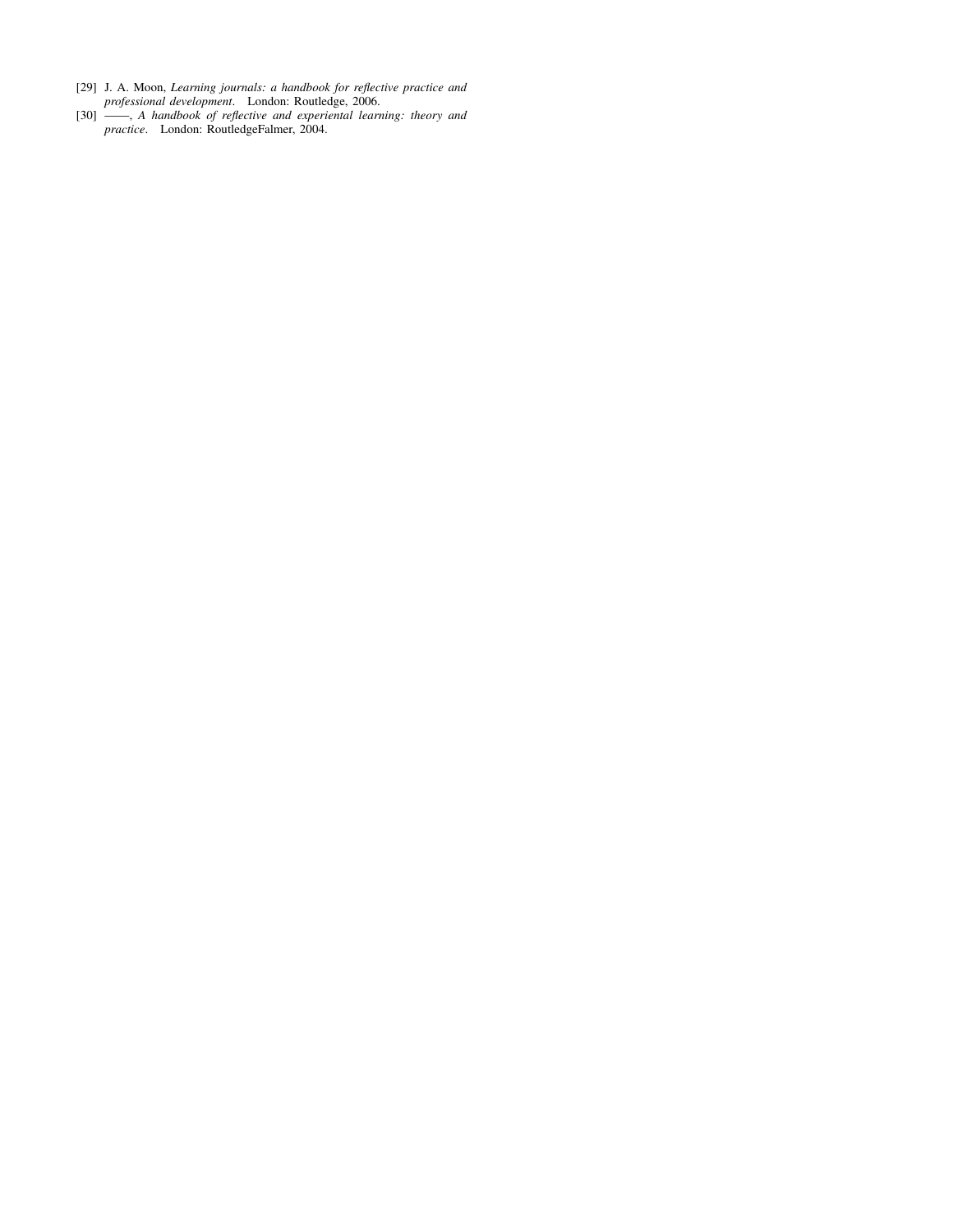[29] J. A. Moon, *Learning journals: a handbook for reflective practice and professional development*. London: Routledge, 2006.

[30] ——, *A handbook of reflective and experiental learning: theory and practice*. London: RoutledgeFalmer, 2004.